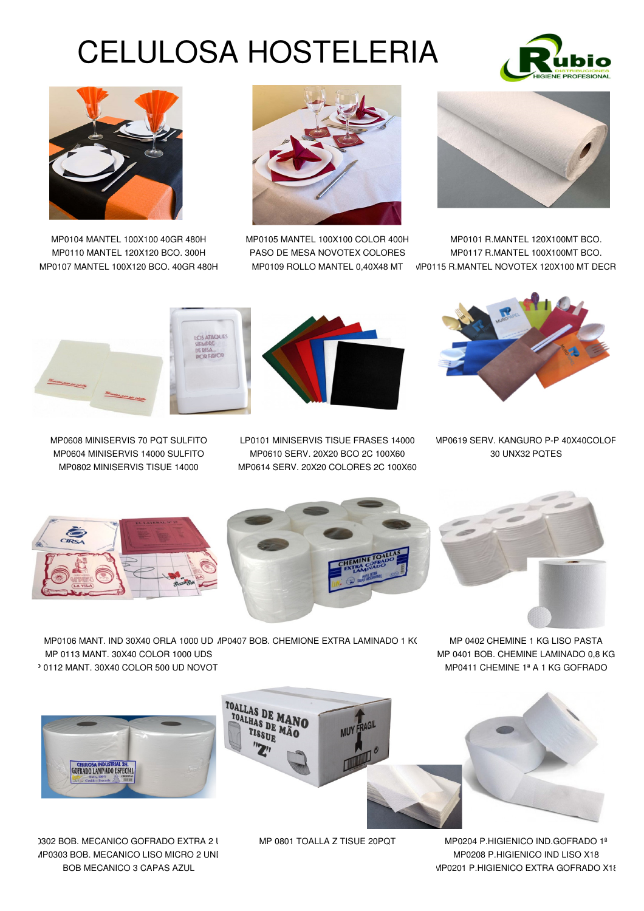# CELULOSA HOSTELERIA

MP0104 MANTEL 100X100 40GR 480H
MP0110 MANTEL 120X120 BCO. 300H
MP0107 MANTEL 100X120 BCO. 40GR 480H

MP0105 MANTEL 100X100 COLOR 400H
PASO DE MESA NOVOTEX COLORES
MP0109 ROLLO MANTEL 0,40X48 MT

MP0101 R.MANTEL 120X100MT BCO.
MP0117 R.MANTEL 100X100MT BCO.
MP0115 R.MANTEL NOVOTEX 120X100 MT DECR

MP0608 MINISERVIS 70 PQT SULFITO
MP0604 MINISERVIS 14000 SULFITO
MP0802 MINISERVIS TISUE 14000

LP0101 MINISERVIS TISUE FRASES 14000
MP0610 SERV. 20X20 BCO 2C 100X60
MP0614 SERV. 20X20 COLORES 2C 100X60

MP0619 SERV. KANGURO P-P 40X40COLOR
30 UNX32 PQTES

MP0106 MANT. IND 30X40 ORLA 1000 UD
MP 0113 MANT. 30X40 COLOR 1000 UDS
P 0112 MANT. 30X40 COLOR 500 UD NOVOT

MP0407 BOB. CHEMIONE EXTRA LAMINADO 1 KG

MP 0402 CHEMINE 1 KG LISO PASTA
MP 0401 BOB. CHEMINE LAMINADO 0,8 KG
MP0411 CHEMINE 1ª A 1 KG GOFRADO

0302 BOB. MECANICO GOFRADO EXTRA 2 U
MP0303 BOB. MECANICO LISO MICRO 2 UNI
BOB MECANICO 3 CAPAS AZUL

MP 0801 TOALLA Z TISUE 20PQT

MP0204 P.HIGIENICO IND.GOFRADO 1ª
MP0208 P.HIGIENICO IND LISO X18
MP0201 P.HIGIENICO EXTRA GOFRADO X18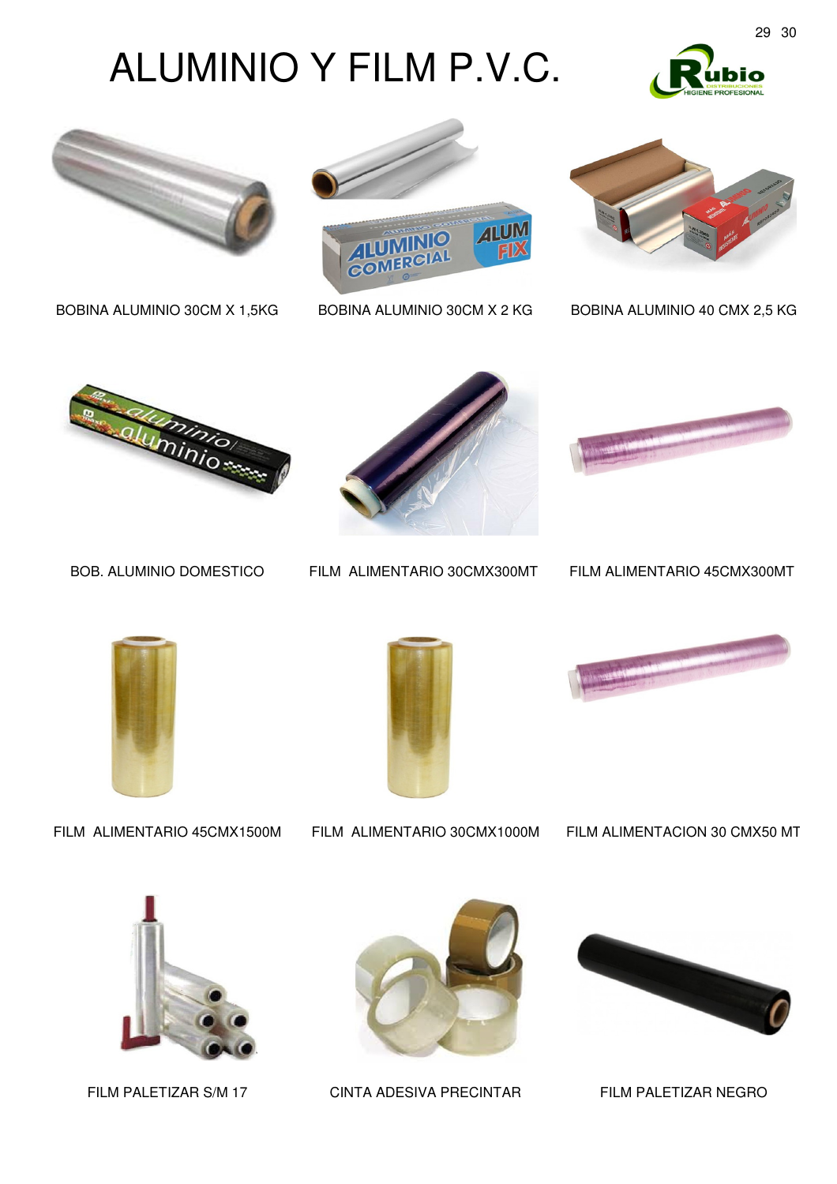# ALUMINIO Y FILM P.V.C.

BOBINA ALUMINIO 30CM X 1,5KG

BOBINA ALUMINIO 30CM X 2 KG

BOBINA ALUMINIO 40 CMX 2,5 KG

BOB. ALUMINIO DOMESTICO

FILM ALIMENTARIO 30CMX300MT

FILM ALIMENTARIO 45CMX300MT

FILM ALIMENTARIO 45CMX1500M

FILM ALIMENTARIO 30CMX1000M

FILM ALIMENTACION 30 CMX50 MT

FILM PALETIZAR S/M 17

CINTA ADESIVA PRECINTAR

FILM PALETIZAR NEGRO